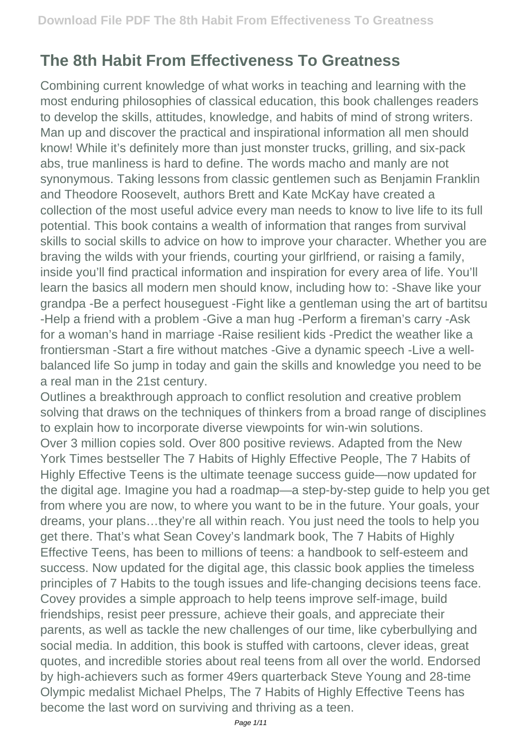# The 8th Habit From Effectiveness To Greatness

Combining current knowledge of what works in teaching and learning with the most enduring philosophies of classical education, this book challenges readers to develop the skills, attitudes, knowledge, and habits of mind of strong writers. Man up and discover the practical and inspirational information all men should know! While it's definitely more than just monster trucks, grilling, and six-pack abs, true manliness is hard to define. The words macho and manly are not synonymous. Taking lessons from classic gentlemen such as Benjamin Franklin and Theodore Roosevelt, authors Brett and Kate McKay have created a collection of the most useful advice every man needs to know to live life to its full potential. This book contains a wealth of information that ranges from survival skills to social skills to advice on how to improve your character. Whether you are braving the wilds with your friends, courting your girlfriend, or raising a family, inside you'll find practical information and inspiration for every area of life. You'll learn the basics all modern men should know, including how to: -Shave like your grandpa -Be a perfect houseguest -Fight like a gentleman using the art of bartitsu -Help a friend with a problem -Give a man hug -Perform a fireman's carry -Ask for a woman's hand in marriage -Raise resilient kids -Predict the weather like a frontiersman -Start a fire without matches -Give a dynamic speech -Live a well-balanced life So jump in today and gain the skills and knowledge you need to be a real man in the 21st century.

Outlines a breakthrough approach to conflict resolution and creative problem solving that draws on the techniques of thinkers from a broad range of disciplines to explain how to incorporate diverse viewpoints for win-win solutions.

Over 3 million copies sold. Over 800 positive reviews. Adapted from the New York Times bestseller The 7 Habits of Highly Effective People, The 7 Habits of Highly Effective Teens is the ultimate teenage success guide—now updated for the digital age. Imagine you had a roadmap—a step-by-step guide to help you get from where you are now, to where you want to be in the future. Your goals, your dreams, your plans…they're all within reach. You just need the tools to help you get there. That's what Sean Covey's landmark book, The 7 Habits of Highly Effective Teens, has been to millions of teens: a handbook to self-esteem and success. Now updated for the digital age, this classic book applies the timeless principles of 7 Habits to the tough issues and life-changing decisions teens face. Covey provides a simple approach to help teens improve self-image, build friendships, resist peer pressure, achieve their goals, and appreciate their parents, as well as tackle the new challenges of our time, like cyberbullying and social media. In addition, this book is stuffed with cartoons, clever ideas, great quotes, and incredible stories about real teens from all over the world. Endorsed by high-achievers such as former 49ers quarterback Steve Young and 28-time Olympic medalist Michael Phelps, The 7 Habits of Highly Effective Teens has become the last word on surviving and thriving as a teen.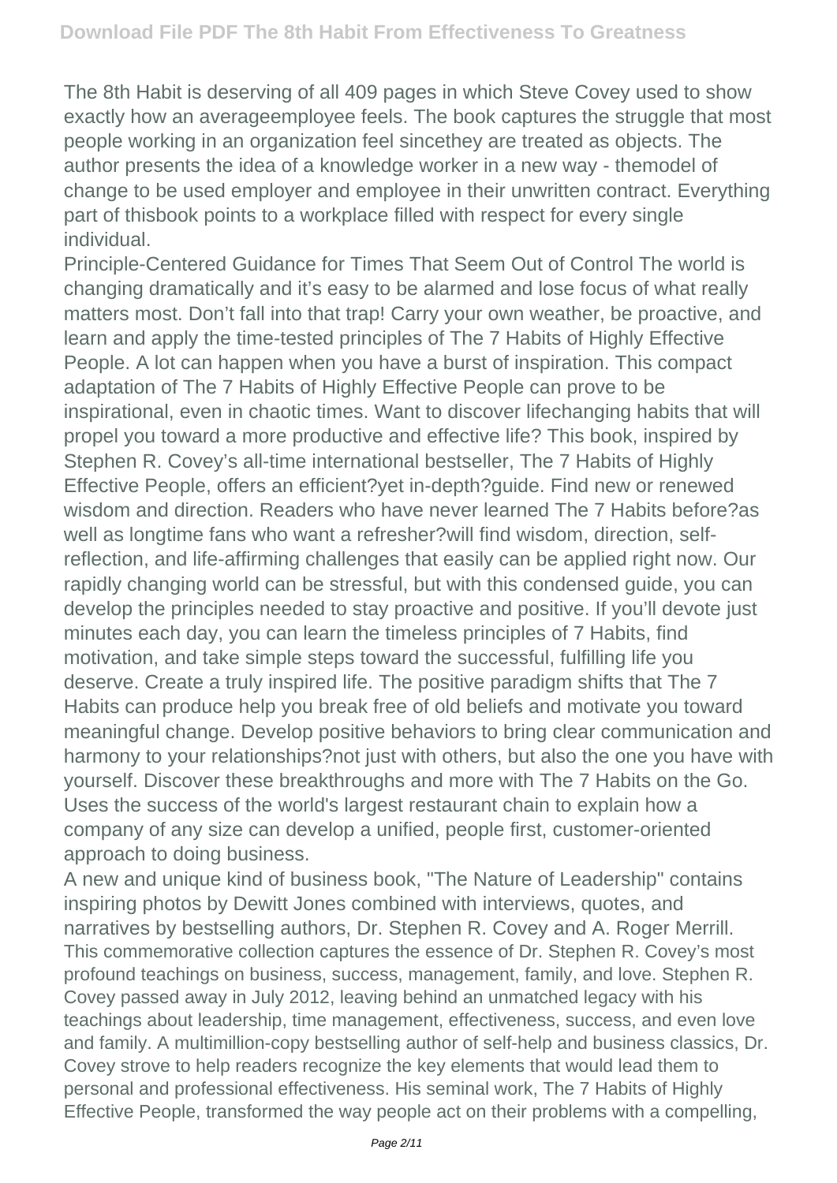The 8th Habit is deserving of all 409 pages in which Steve Covey used to show exactly how an averageemployee feels. The book captures the struggle that most people working in an organization feel sincethey are treated as objects. The author presents the idea of a knowledge worker in a new way - themodel of change to be used employer and employee in their unwritten contract. Everything part of thisbook points to a workplace filled with respect for every single individual.

Principle-Centered Guidance for Times That Seem Out of Control The world is changing dramatically and it's easy to be alarmed and lose focus of what really matters most. Don't fall into that trap! Carry your own weather, be proactive, and learn and apply the time-tested principles of The 7 Habits of Highly Effective People. A lot can happen when you have a burst of inspiration. This compact adaptation of The 7 Habits of Highly Effective People can prove to be inspirational, even in chaotic times. Want to discover lifechanging habits that will propel you toward a more productive and effective life? This book, inspired by Stephen R. Covey's all-time international bestseller, The 7 Habits of Highly Effective People, offers an efficient?yet in-depth?guide. Find new or renewed wisdom and direction. Readers who have never learned The 7 Habits before?as well as longtime fans who want a refresher?will find wisdom, direction, self-reflection, and life-affirming challenges that easily can be applied right now. Our rapidly changing world can be stressful, but with this condensed guide, you can develop the principles needed to stay proactive and positive. If you'll devote just minutes each day, you can learn the timeless principles of 7 Habits, find motivation, and take simple steps toward the successful, fulfilling life you deserve. Create a truly inspired life. The positive paradigm shifts that The 7 Habits can produce help you break free of old beliefs and motivate you toward meaningful change. Develop positive behaviors to bring clear communication and harmony to your relationships?not just with others, but also the one you have with yourself. Discover these breakthroughs and more with The 7 Habits on the Go.

Uses the success of the world's largest restaurant chain to explain how a company of any size can develop a unified, people first, customer-oriented approach to doing business.

A new and unique kind of business book, "The Nature of Leadership" contains inspiring photos by Dewitt Jones combined with interviews, quotes, and narratives by bestselling authors, Dr. Stephen R. Covey and A. Roger Merrill.

This commemorative collection captures the essence of Dr. Stephen R. Covey's most profound teachings on business, success, management, family, and love. Stephen R. Covey passed away in July 2012, leaving behind an unmatched legacy with his teachings about leadership, time management, effectiveness, success, and even love and family. A multimillion-copy bestselling author of self-help and business classics, Dr. Covey strove to help readers recognize the key elements that would lead them to personal and professional effectiveness. His seminal work, The 7 Habits of Highly Effective People, transformed the way people act on their problems with a compelling,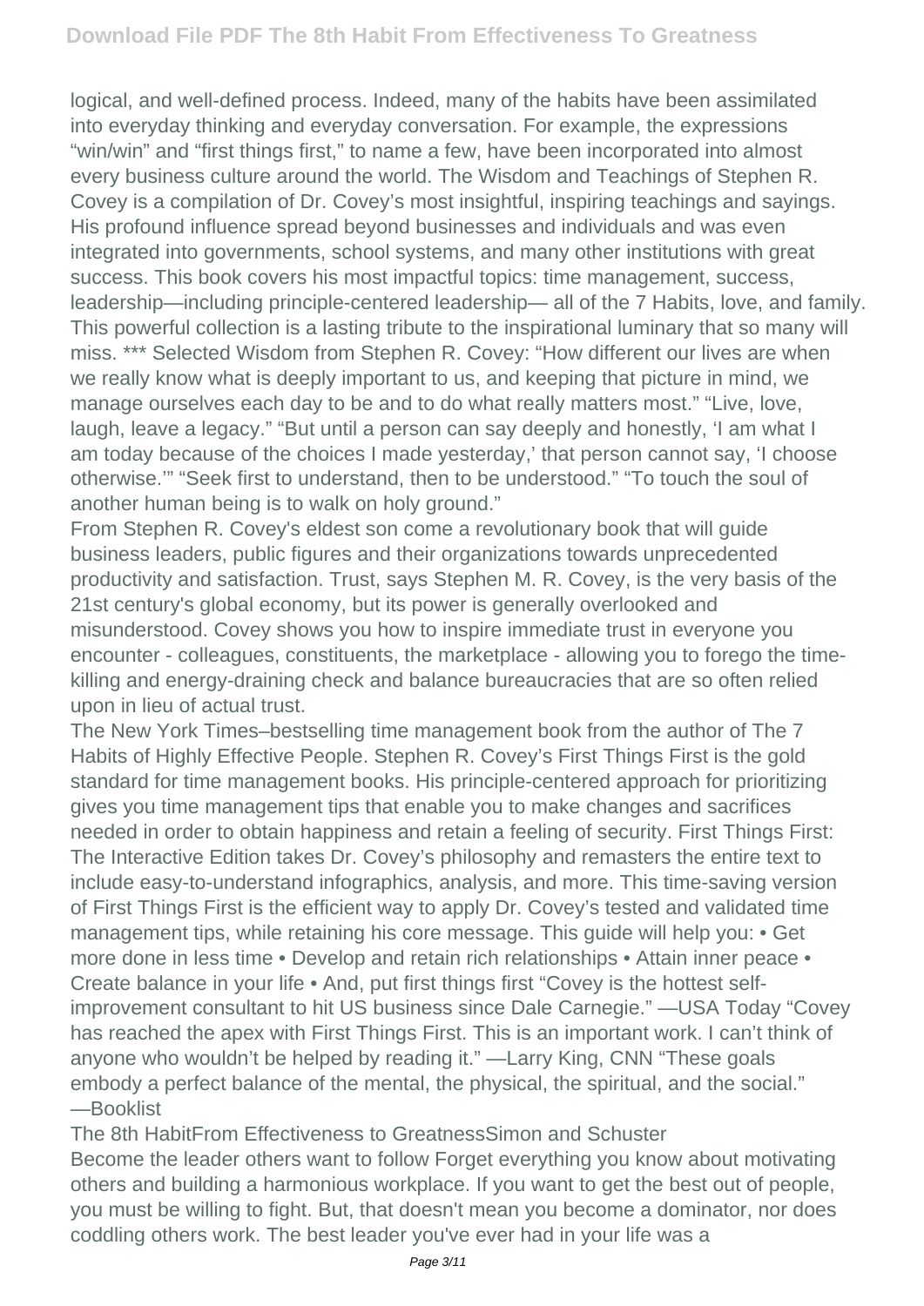logical, and well-defined process. Indeed, many of the habits have been assimilated into everyday thinking and everyday conversation. For example, the expressions "win/win" and "first things first," to name a few, have been incorporated into almost every business culture around the world. The Wisdom and Teachings of Stephen R. Covey is a compilation of Dr. Covey's most insightful, inspiring teachings and sayings. His profound influence spread beyond businesses and individuals and was even integrated into governments, school systems, and many other institutions with great success. This book covers his most impactful topics: time management, success, leadership—including principle-centered leadership— all of the 7 Habits, love, and family. This powerful collection is a lasting tribute to the inspirational luminary that so many will miss. *** Selected Wisdom from Stephen R. Covey: "How different our lives are when we really know what is deeply important to us, and keeping that picture in mind, we manage ourselves each day to be and to do what really matters most." "Live, love, laugh, leave a legacy." "But until a person can say deeply and honestly, 'I am what I am today because of the choices I made yesterday,' that person cannot say, 'I choose otherwise.'" "Seek first to understand, then to be understood." "To touch the soul of another human being is to walk on holy ground."

From Stephen R. Covey's eldest son come a revolutionary book that will guide business leaders, public figures and their organizations towards unprecedented productivity and satisfaction. Trust, says Stephen M. R. Covey, is the very basis of the 21st century's global economy, but its power is generally overlooked and misunderstood. Covey shows you how to inspire immediate trust in everyone you encounter - colleagues, constituents, the marketplace - allowing you to forego the time-killing and energy-draining check and balance bureaucracies that are so often relied upon in lieu of actual trust.

The New York Times–bestselling time management book from the author of The 7 Habits of Highly Effective People. Stephen R. Covey's First Things First is the gold standard for time management books. His principle-centered approach for prioritizing gives you time management tips that enable you to make changes and sacrifices needed in order to obtain happiness and retain a feeling of security. First Things First: The Interactive Edition takes Dr. Covey's philosophy and remasters the entire text to include easy-to-understand infographics, analysis, and more. This time-saving version of First Things First is the efficient way to apply Dr. Covey's tested and validated time management tips, while retaining his core message. This guide will help you: • Get more done in less time • Develop and retain rich relationships • Attain inner peace • Create balance in your life • And, put first things first "Covey is the hottest self-improvement consultant to hit US business since Dale Carnegie." —USA Today "Covey has reached the apex with First Things First. This is an important work. I can't think of anyone who wouldn't be helped by reading it." —Larry King, CNN "These goals embody a perfect balance of the mental, the physical, the spiritual, and the social." —Booklist

The 8th HabitFrom Effectiveness to GreatnessSimon and Schuster

Become the leader others want to follow Forget everything you know about motivating others and building a harmonious workplace. If you want to get the best out of people, you must be willing to fight. But, that doesn't mean you become a dominator, nor does coddling others work. The best leader you've ever had in your life was a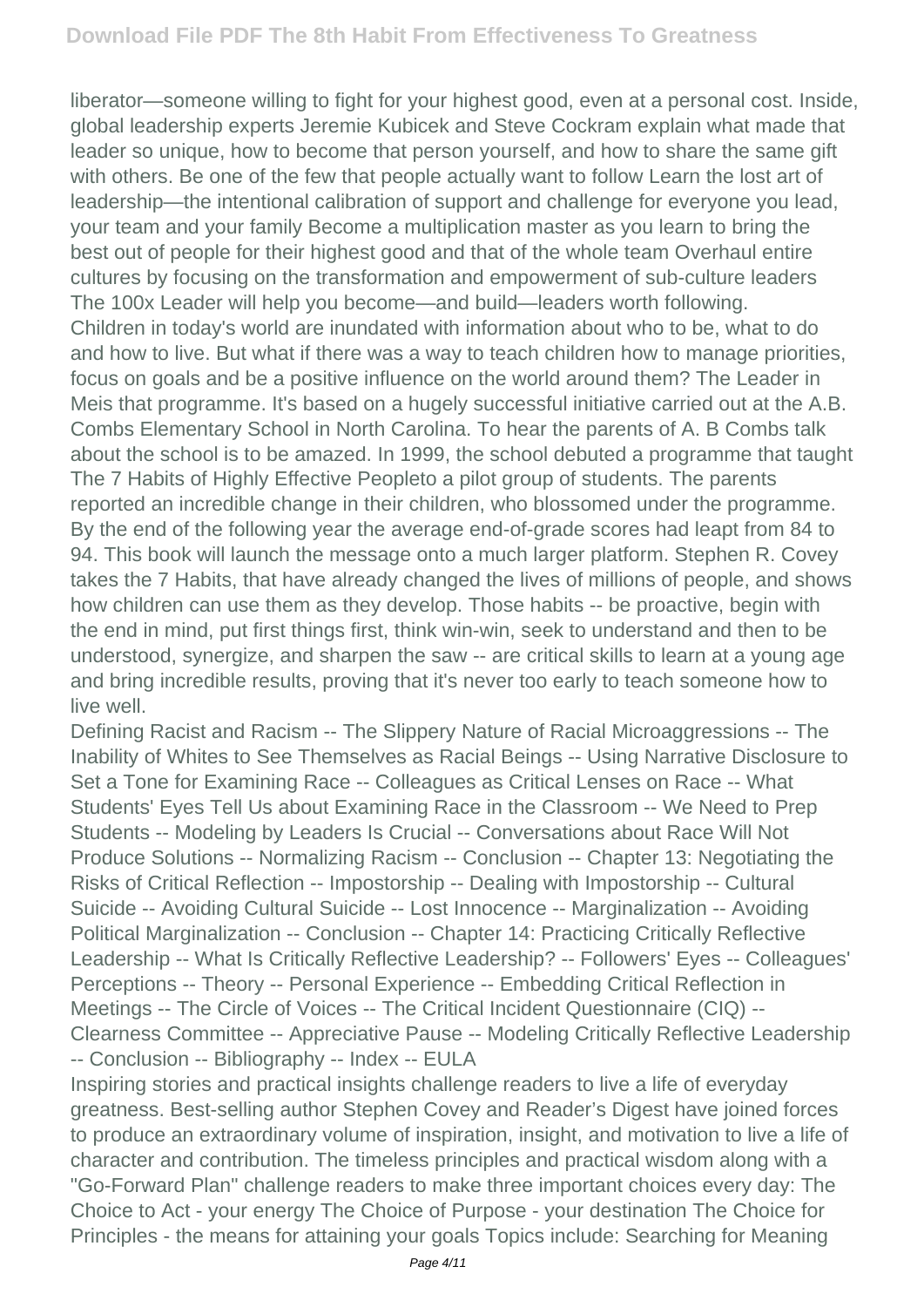liberator—someone willing to fight for your highest good, even at a personal cost. Inside, global leadership experts Jeremie Kubicek and Steve Cockram explain what made that leader so unique, how to become that person yourself, and how to share the same gift with others. Be one of the few that people actually want to follow Learn the lost art of leadership—the intentional calibration of support and challenge for everyone you lead, your team and your family Become a multiplication master as you learn to bring the best out of people for their highest good and that of the whole team Overhaul entire cultures by focusing on the transformation and empowerment of sub-culture leaders The 100x Leader will help you become—and build—leaders worth following.

Children in today's world are inundated with information about who to be, what to do and how to live. But what if there was a way to teach children how to manage priorities, focus on goals and be a positive influence on the world around them? The Leader in Meis that programme. It's based on a hugely successful initiative carried out at the A.B. Combs Elementary School in North Carolina. To hear the parents of A. B Combs talk about the school is to be amazed. In 1999, the school debuted a programme that taught The 7 Habits of Highly Effective Peopleto a pilot group of students. The parents reported an incredible change in their children, who blossomed under the programme. By the end of the following year the average end-of-grade scores had leapt from 84 to 94. This book will launch the message onto a much larger platform. Stephen R. Covey takes the 7 Habits, that have already changed the lives of millions of people, and shows how children can use them as they develop. Those habits -- be proactive, begin with the end in mind, put first things first, think win-win, seek to understand and then to be understood, synergize, and sharpen the saw -- are critical skills to learn at a young age and bring incredible results, proving that it's never too early to teach someone how to live well.

Defining Racist and Racism -- The Slippery Nature of Racial Microaggressions -- The Inability of Whites to See Themselves as Racial Beings -- Using Narrative Disclosure to Set a Tone for Examining Race -- Colleagues as Critical Lenses on Race -- What Students' Eyes Tell Us about Examining Race in the Classroom -- We Need to Prep Students -- Modeling by Leaders Is Crucial -- Conversations about Race Will Not Produce Solutions -- Normalizing Racism -- Conclusion -- Chapter 13: Negotiating the Risks of Critical Reflection -- Impostorship -- Dealing with Impostorship -- Cultural Suicide -- Avoiding Cultural Suicide -- Lost Innocence -- Marginalization -- Avoiding Political Marginalization -- Conclusion -- Chapter 14: Practicing Critically Reflective Leadership -- What Is Critically Reflective Leadership? -- Followers' Eyes -- Colleagues' Perceptions -- Theory -- Personal Experience -- Embedding Critical Reflection in Meetings -- The Circle of Voices -- The Critical Incident Questionnaire (CIQ) -- Clearness Committee -- Appreciative Pause -- Modeling Critically Reflective Leadership -- Conclusion -- Bibliography -- Index -- EULA

Inspiring stories and practical insights challenge readers to live a life of everyday greatness. Best-selling author Stephen Covey and Reader's Digest have joined forces to produce an extraordinary volume of inspiration, insight, and motivation to live a life of character and contribution. The timeless principles and practical wisdom along with a "Go-Forward Plan" challenge readers to make three important choices every day: The Choice to Act - your energy The Choice of Purpose - your destination The Choice for Principles - the means for attaining your goals Topics include: Searching for Meaning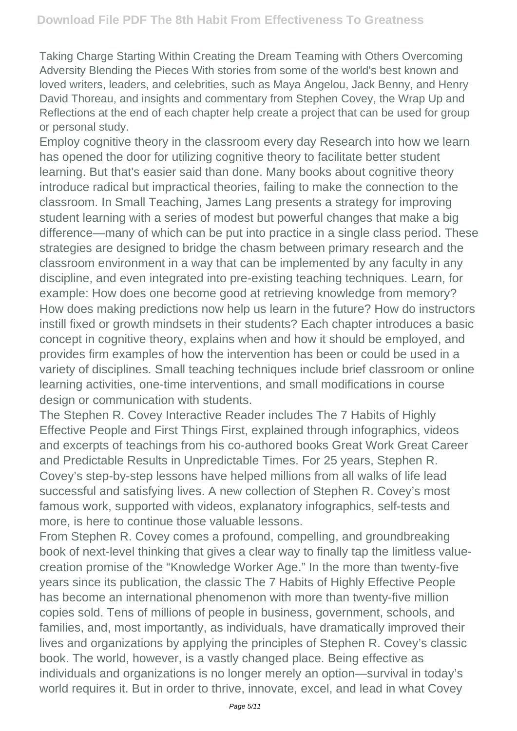Taking Charge Starting Within Creating the Dream Teaming with Others Overcoming Adversity Blending the Pieces With stories from some of the world's best known and loved writers, leaders, and celebrities, such as Maya Angelou, Jack Benny, and Henry David Thoreau, and insights and commentary from Stephen Covey, the Wrap Up and Reflections at the end of each chapter help create a project that can be used for group or personal study.

Employ cognitive theory in the classroom every day Research into how we learn has opened the door for utilizing cognitive theory to facilitate better student learning. But that's easier said than done. Many books about cognitive theory introduce radical but impractical theories, failing to make the connection to the classroom. In Small Teaching, James Lang presents a strategy for improving student learning with a series of modest but powerful changes that make a big difference—many of which can be put into practice in a single class period. These strategies are designed to bridge the chasm between primary research and the classroom environment in a way that can be implemented by any faculty in any discipline, and even integrated into pre-existing teaching techniques. Learn, for example: How does one become good at retrieving knowledge from memory? How does making predictions now help us learn in the future? How do instructors instill fixed or growth mindsets in their students? Each chapter introduces a basic concept in cognitive theory, explains when and how it should be employed, and provides firm examples of how the intervention has been or could be used in a variety of disciplines. Small teaching techniques include brief classroom or online learning activities, one-time interventions, and small modifications in course design or communication with students.

The Stephen R. Covey Interactive Reader includes The 7 Habits of Highly Effective People and First Things First, explained through infographics, videos and excerpts of teachings from his co-authored books Great Work Great Career and Predictable Results in Unpredictable Times. For 25 years, Stephen R. Covey's step-by-step lessons have helped millions from all walks of life lead successful and satisfying lives. A new collection of Stephen R. Covey's most famous work, supported with videos, explanatory infographics, self-tests and more, is here to continue those valuable lessons.

From Stephen R. Covey comes a profound, compelling, and groundbreaking book of next-level thinking that gives a clear way to finally tap the limitless value-creation promise of the "Knowledge Worker Age." In the more than twenty-five years since its publication, the classic The 7 Habits of Highly Effective People has become an international phenomenon with more than twenty-five million copies sold. Tens of millions of people in business, government, schools, and families, and, most importantly, as individuals, have dramatically improved their lives and organizations by applying the principles of Stephen R. Covey's classic book. The world, however, is a vastly changed place. Being effective as individuals and organizations is no longer merely an option—survival in today's world requires it. But in order to thrive, innovate, excel, and lead in what Covey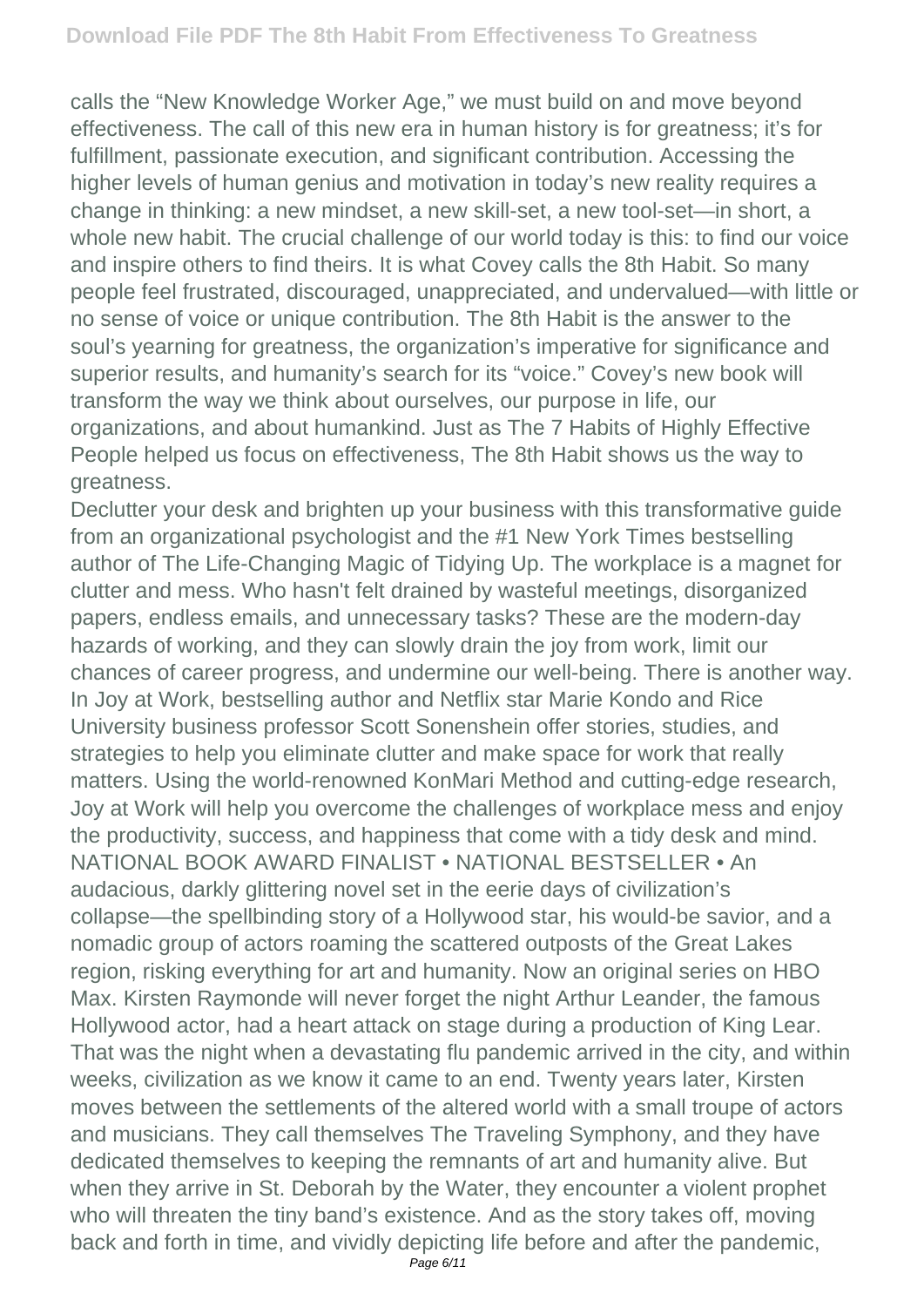calls the "New Knowledge Worker Age," we must build on and move beyond effectiveness. The call of this new era in human history is for greatness; it's for fulfillment, passionate execution, and significant contribution. Accessing the higher levels of human genius and motivation in today's new reality requires a change in thinking: a new mindset, a new skill-set, a new tool-set—in short, a whole new habit. The crucial challenge of our world today is this: to find our voice and inspire others to find theirs. It is what Covey calls the 8th Habit. So many people feel frustrated, discouraged, unappreciated, and undervalued—with little or no sense of voice or unique contribution. The 8th Habit is the answer to the soul's yearning for greatness, the organization's imperative for significance and superior results, and humanity's search for its "voice." Covey's new book will transform the way we think about ourselves, our purpose in life, our organizations, and about humankind. Just as The 7 Habits of Highly Effective People helped us focus on effectiveness, The 8th Habit shows us the way to greatness.

Declutter your desk and brighten up your business with this transformative guide from an organizational psychologist and the #1 New York Times bestselling author of The Life-Changing Magic of Tidying Up. The workplace is a magnet for clutter and mess. Who hasn't felt drained by wasteful meetings, disorganized papers, endless emails, and unnecessary tasks? These are the modern-day hazards of working, and they can slowly drain the joy from work, limit our chances of career progress, and undermine our well-being. There is another way. In Joy at Work, bestselling author and Netflix star Marie Kondo and Rice University business professor Scott Sonenshein offer stories, studies, and strategies to help you eliminate clutter and make space for work that really matters. Using the world-renowned KonMari Method and cutting-edge research, Joy at Work will help you overcome the challenges of workplace mess and enjoy the productivity, success, and happiness that come with a tidy desk and mind.

NATIONAL BOOK AWARD FINALIST • NATIONAL BESTSELLER • An audacious, darkly glittering novel set in the eerie days of civilization's collapse—the spellbinding story of a Hollywood star, his would-be savior, and a nomadic group of actors roaming the scattered outposts of the Great Lakes region, risking everything for art and humanity. Now an original series on HBO Max. Kirsten Raymonde will never forget the night Arthur Leander, the famous Hollywood actor, had a heart attack on stage during a production of King Lear. That was the night when a devastating flu pandemic arrived in the city, and within weeks, civilization as we know it came to an end. Twenty years later, Kirsten moves between the settlements of the altered world with a small troupe of actors and musicians. They call themselves The Traveling Symphony, and they have dedicated themselves to keeping the remnants of art and humanity alive. But when they arrive in St. Deborah by the Water, they encounter a violent prophet who will threaten the tiny band's existence. And as the story takes off, moving back and forth in time, and vividly depicting life before and after the pandemic,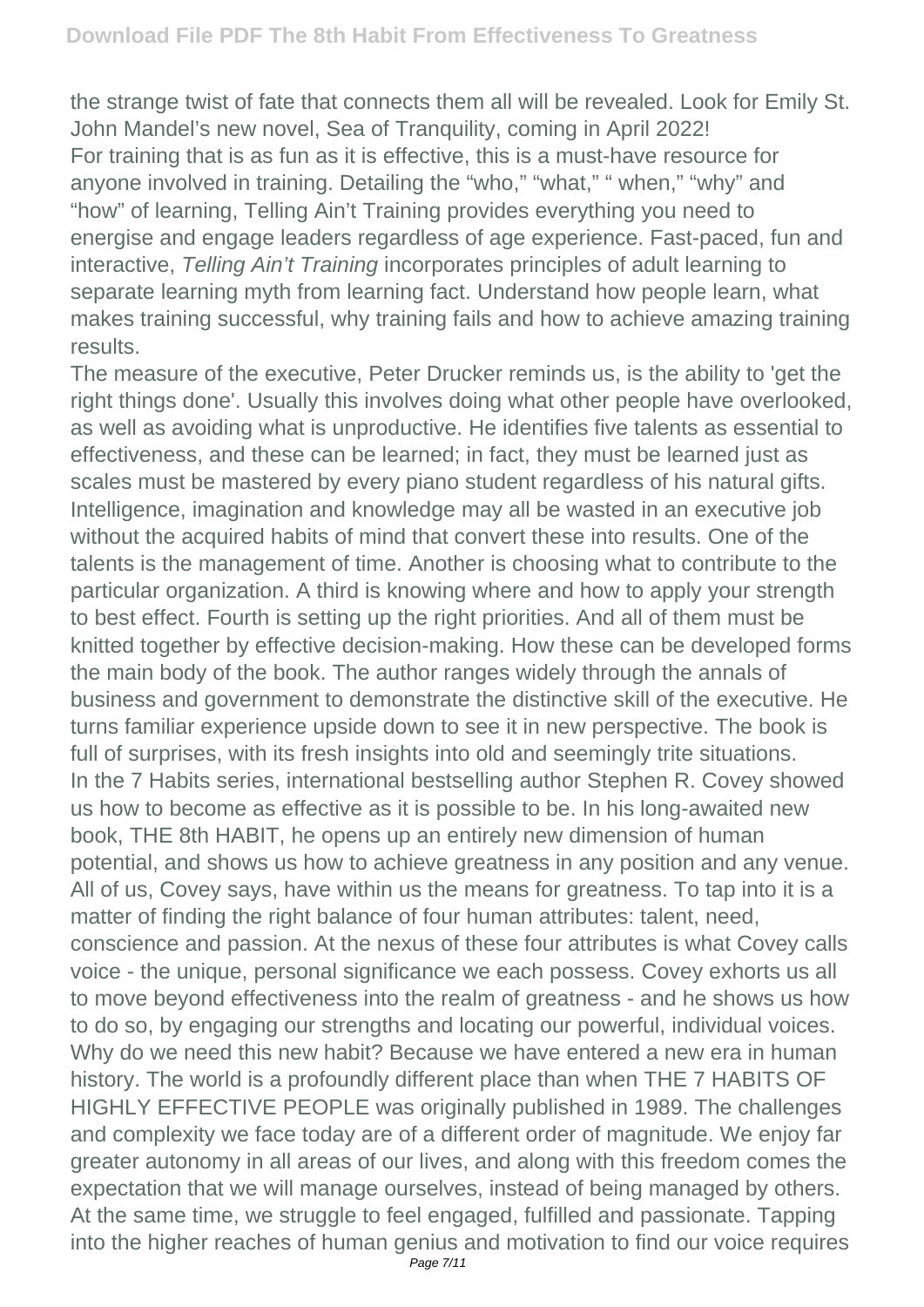the strange twist of fate that connects them all will be revealed. Look for Emily St. John Mandel's new novel, Sea of Tranquility, coming in April 2022!

For training that is as fun as it is effective, this is a must-have resource for anyone involved in training. Detailing the "who," "what," " when," "why" and "how" of learning, Telling Ain't Training provides everything you need to energise and engage leaders regardless of age experience. Fast-paced, fun and interactive, *Telling Ain't Training* incorporates principles of adult learning to separate learning myth from learning fact. Understand how people learn, what makes training successful, why training fails and how to achieve amazing training results.

The measure of the executive, Peter Drucker reminds us, is the ability to 'get the right things done'. Usually this involves doing what other people have overlooked, as well as avoiding what is unproductive. He identifies five talents as essential to effectiveness, and these can be learned; in fact, they must be learned just as scales must be mastered by every piano student regardless of his natural gifts. Intelligence, imagination and knowledge may all be wasted in an executive job without the acquired habits of mind that convert these into results. One of the talents is the management of time. Another is choosing what to contribute to the particular organization. A third is knowing where and how to apply your strength to best effect. Fourth is setting up the right priorities. And all of them must be knitted together by effective decision-making. How these can be developed forms the main body of the book. The author ranges widely through the annals of business and government to demonstrate the distinctive skill of the executive. He turns familiar experience upside down to see it in new perspective. The book is full of surprises, with its fresh insights into old and seemingly trite situations.

In the 7 Habits series, international bestselling author Stephen R. Covey showed us how to become as effective as it is possible to be. In his long-awaited new book, THE 8th HABIT, he opens up an entirely new dimension of human potential, and shows us how to achieve greatness in any position and any venue. All of us, Covey says, have within us the means for greatness. To tap into it is a matter of finding the right balance of four human attributes: talent, need, conscience and passion. At the nexus of these four attributes is what Covey calls voice - the unique, personal significance we each possess. Covey exhorts us all to move beyond effectiveness into the realm of greatness - and he shows us how to do so, by engaging our strengths and locating our powerful, individual voices. Why do we need this new habit? Because we have entered a new era in human history. The world is a profoundly different place than when THE 7 HABITS OF HIGHLY EFFECTIVE PEOPLE was originally published in 1989. The challenges and complexity we face today are of a different order of magnitude. We enjoy far greater autonomy in all areas of our lives, and along with this freedom comes the expectation that we will manage ourselves, instead of being managed by others. At the same time, we struggle to feel engaged, fulfilled and passionate. Tapping into the higher reaches of human genius and motivation to find our voice requires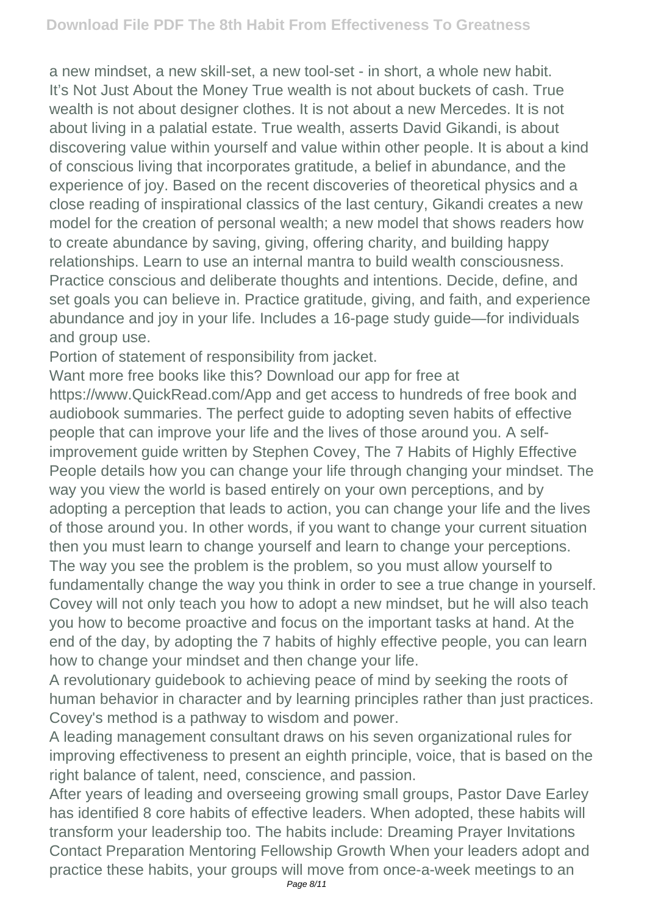a new mindset, a new skill-set, a new tool-set - in short, a whole new habit.

It's Not Just About the Money True wealth is not about buckets of cash. True wealth is not about designer clothes. It is not about a new Mercedes. It is not about living in a palatial estate. True wealth, asserts David Gikandi, is about discovering value within yourself and value within other people. It is about a kind of conscious living that incorporates gratitude, a belief in abundance, and the experience of joy. Based on the recent discoveries of theoretical physics and a close reading of inspirational classics of the last century, Gikandi creates a new model for the creation of personal wealth; a new model that shows readers how to create abundance by saving, giving, offering charity, and building happy relationships. Learn to use an internal mantra to build wealth consciousness. Practice conscious and deliberate thoughts and intentions. Decide, define, and set goals you can believe in. Practice gratitude, giving, and faith, and experience abundance and joy in your life. Includes a 16-page study guide—for individuals and group use.

Portion of statement of responsibility from jacket.

Want more free books like this? Download our app for free at https://www.QuickRead.com/App and get access to hundreds of free book and audiobook summaries. The perfect guide to adopting seven habits of effective people that can improve your life and the lives of those around you. A self-improvement guide written by Stephen Covey, The 7 Habits of Highly Effective People details how you can change your life through changing your mindset. The way you view the world is based entirely on your own perceptions, and by adopting a perception that leads to action, you can change your life and the lives of those around you. In other words, if you want to change your current situation then you must learn to change yourself and learn to change your perceptions. The way you see the problem is the problem, so you must allow yourself to fundamentally change the way you think in order to see a true change in yourself. Covey will not only teach you how to adopt a new mindset, but he will also teach you how to become proactive and focus on the important tasks at hand. At the end of the day, by adopting the 7 habits of highly effective people, you can learn how to change your mindset and then change your life.

A revolutionary guidebook to achieving peace of mind by seeking the roots of human behavior in character and by learning principles rather than just practices. Covey's method is a pathway to wisdom and power.

A leading management consultant draws on his seven organizational rules for improving effectiveness to present an eighth principle, voice, that is based on the right balance of talent, need, conscience, and passion.

After years of leading and overseeing growing small groups, Pastor Dave Earley has identified 8 core habits of effective leaders. When adopted, these habits will transform your leadership too. The habits include: Dreaming Prayer Invitations Contact Preparation Mentoring Fellowship Growth When your leaders adopt and practice these habits, your groups will move from once-a-week meetings to an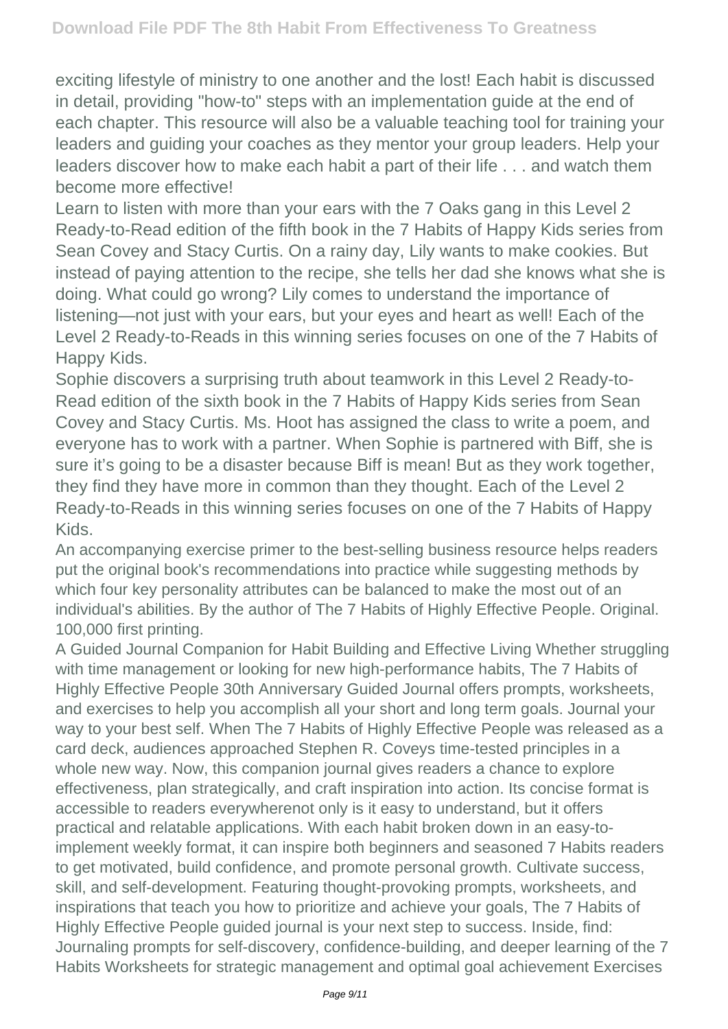exciting lifestyle of ministry to one another and the lost! Each habit is discussed in detail, providing "how-to" steps with an implementation guide at the end of each chapter. This resource will also be a valuable teaching tool for training your leaders and guiding your coaches as they mentor your group leaders. Help your leaders discover how to make each habit a part of their life . . . and watch them become more effective!

Learn to listen with more than your ears with the 7 Oaks gang in this Level 2 Ready-to-Read edition of the fifth book in the 7 Habits of Happy Kids series from Sean Covey and Stacy Curtis. On a rainy day, Lily wants to make cookies. But instead of paying attention to the recipe, she tells her dad she knows what she is doing. What could go wrong? Lily comes to understand the importance of listening—not just with your ears, but your eyes and heart as well! Each of the Level 2 Ready-to-Reads in this winning series focuses on one of the 7 Habits of Happy Kids.

Sophie discovers a surprising truth about teamwork in this Level 2 Ready-to-Read edition of the sixth book in the 7 Habits of Happy Kids series from Sean Covey and Stacy Curtis. Ms. Hoot has assigned the class to write a poem, and everyone has to work with a partner. When Sophie is partnered with Biff, she is sure it's going to be a disaster because Biff is mean! But as they work together, they find they have more in common than they thought. Each of the Level 2 Ready-to-Reads in this winning series focuses on one of the 7 Habits of Happy Kids.

An accompanying exercise primer to the best-selling business resource helps readers put the original book's recommendations into practice while suggesting methods by which four key personality attributes can be balanced to make the most out of an individual's abilities. By the author of The 7 Habits of Highly Effective People. Original. 100,000 first printing.

A Guided Journal Companion for Habit Building and Effective Living Whether struggling with time management or looking for new high-performance habits, The 7 Habits of Highly Effective People 30th Anniversary Guided Journal offers prompts, worksheets, and exercises to help you accomplish all your short and long term goals. Journal your way to your best self. When The 7 Habits of Highly Effective People was released as a card deck, audiences approached Stephen R. Coveys time-tested principles in a whole new way. Now, this companion journal gives readers a chance to explore effectiveness, plan strategically, and craft inspiration into action. Its concise format is accessible to readers everywherenot only is it easy to understand, but it offers practical and relatable applications. With each habit broken down in an easy-to-implement weekly format, it can inspire both beginners and seasoned 7 Habits readers to get motivated, build confidence, and promote personal growth. Cultivate success, skill, and self-development. Featuring thought-provoking prompts, worksheets, and inspirations that teach you how to prioritize and achieve your goals, The 7 Habits of Highly Effective People guided journal is your next step to success. Inside, find: Journaling prompts for self-discovery, confidence-building, and deeper learning of the 7 Habits Worksheets for strategic management and optimal goal achievement Exercises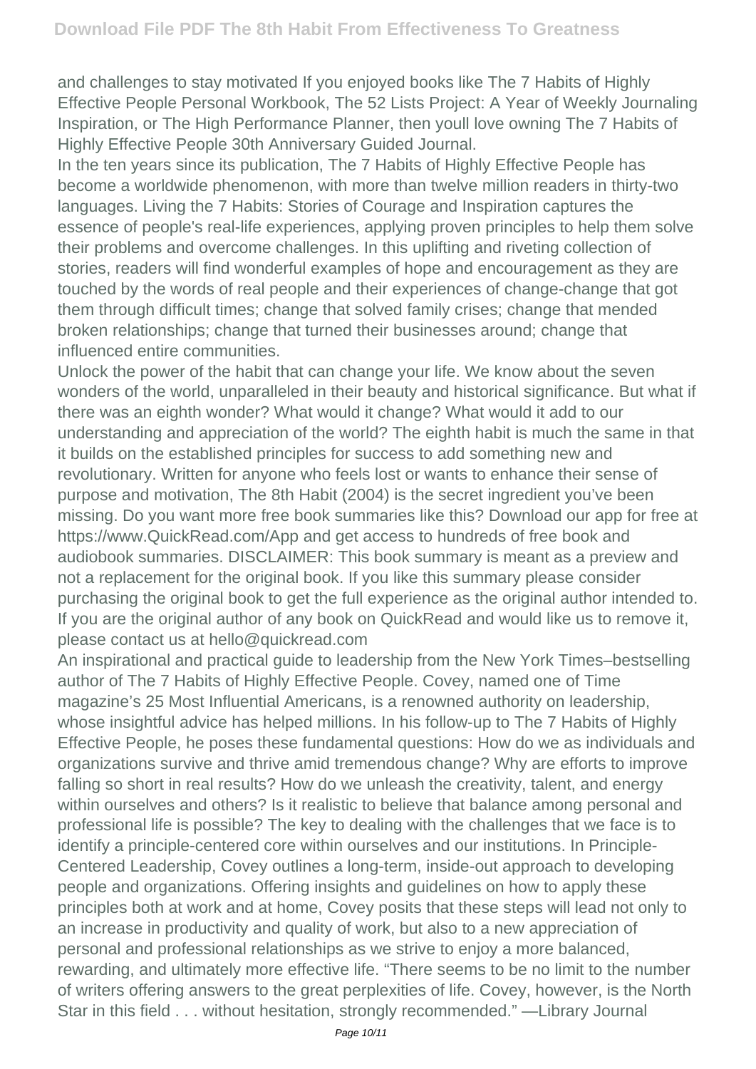and challenges to stay motivated If you enjoyed books like The 7 Habits of Highly Effective People Personal Workbook, The 52 Lists Project: A Year of Weekly Journaling Inspiration, or The High Performance Planner, then youll love owning The 7 Habits of Highly Effective People 30th Anniversary Guided Journal.

In the ten years since its publication, The 7 Habits of Highly Effective People has become a worldwide phenomenon, with more than twelve million readers in thirty-two languages. Living the 7 Habits: Stories of Courage and Inspiration captures the essence of people's real-life experiences, applying proven principles to help them solve their problems and overcome challenges. In this uplifting and riveting collection of stories, readers will find wonderful examples of hope and encouragement as they are touched by the words of real people and their experiences of change-change that got them through difficult times; change that solved family crises; change that mended broken relationships; change that turned their businesses around; change that influenced entire communities.

Unlock the power of the habit that can change your life. We know about the seven wonders of the world, unparalleled in their beauty and historical significance. But what if there was an eighth wonder? What would it change? What would it add to our understanding and appreciation of the world? The eighth habit is much the same in that it builds on the established principles for success to add something new and revolutionary. Written for anyone who feels lost or wants to enhance their sense of purpose and motivation, The 8th Habit (2004) is the secret ingredient you've been missing. Do you want more free book summaries like this? Download our app for free at https://www.QuickRead.com/App and get access to hundreds of free book and audiobook summaries. DISCLAIMER: This book summary is meant as a preview and not a replacement for the original book. If you like this summary please consider purchasing the original book to get the full experience as the original author intended to. If you are the original author of any book on QuickRead and would like us to remove it, please contact us at hello@quickread.com

An inspirational and practical guide to leadership from the New York Times–bestselling author of The 7 Habits of Highly Effective People. Covey, named one of Time magazine's 25 Most Influential Americans, is a renowned authority on leadership, whose insightful advice has helped millions. In his follow-up to The 7 Habits of Highly Effective People, he poses these fundamental questions: How do we as individuals and organizations survive and thrive amid tremendous change? Why are efforts to improve falling so short in real results? How do we unleash the creativity, talent, and energy within ourselves and others? Is it realistic to believe that balance among personal and professional life is possible? The key to dealing with the challenges that we face is to identify a principle-centered core within ourselves and our institutions. In Principle-Centered Leadership, Covey outlines a long-term, inside-out approach to developing people and organizations. Offering insights and guidelines on how to apply these principles both at work and at home, Covey posits that these steps will lead not only to an increase in productivity and quality of work, but also to a new appreciation of personal and professional relationships as we strive to enjoy a more balanced, rewarding, and ultimately more effective life. "There seems to be no limit to the number of writers offering answers to the great perplexities of life. Covey, however, is the North Star in this field . . . without hesitation, strongly recommended." —Library Journal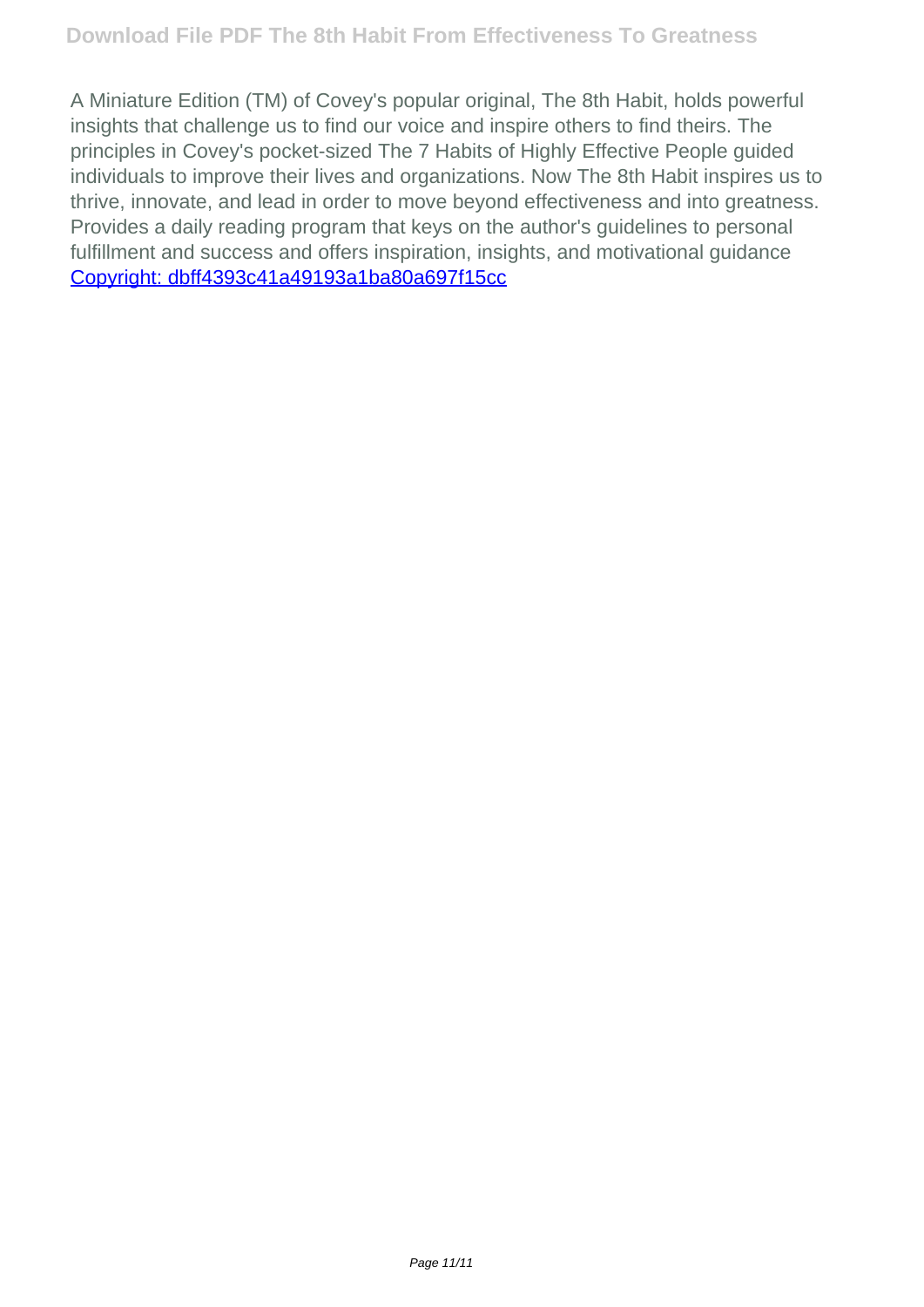A Miniature Edition (TM) of Covey's popular original, The 8th Habit, holds powerful insights that challenge us to find our voice and inspire others to find theirs. The principles in Covey's pocket-sized The 7 Habits of Highly Effective People guided individuals to improve their lives and organizations. Now The 8th Habit inspires us to thrive, innovate, and lead in order to move beyond effectiveness and into greatness. Provides a daily reading program that keys on the author's guidelines to personal fulfillment and success and offers inspiration, insights, and motivational guidance

Copyright: dbff4393c41a49193a1ba80a697f15cc